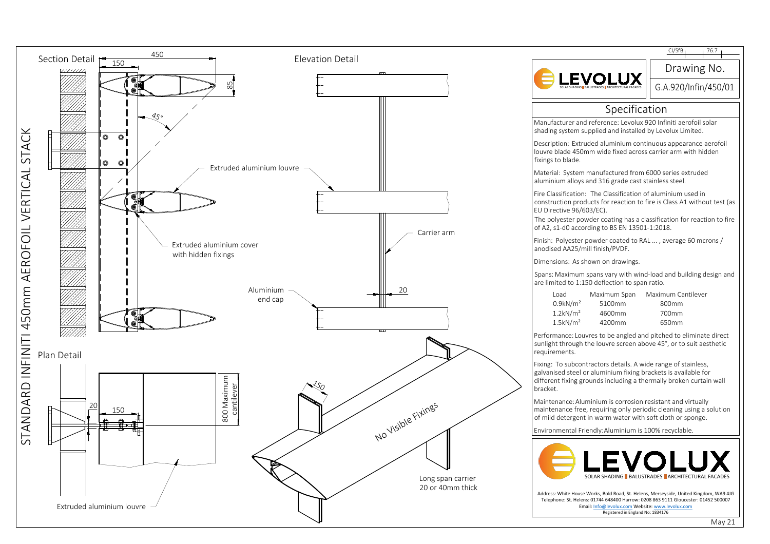# STANDARD INFINITI 450mm AEROFOIL VERTICAL STACK

## Section Detail

450

150

85

45°

Extruded aluminium louvre

Extruded aluminium cover with hidden fixings

## Elevation Detail

Carrier arm

Aluminium end cap

20

## Plan Detail

20

150

800 Maximum cantilever

Extruded aluminium louvre

150

No Visible Fixings

Long span carrier 20 or 40mm thick

CI/SfB 76.7

LEVOLUX

SOLAR SHADING | BALUSTRADES | ARCHITECTURAL FACADES

Drawing No.

G.A.920/Infin/450/01

## Specification

Manufacturer and reference: Levolux 920 Infiniti aerofoil solar shading system supplied and installed by Levolux Limited.

Description: Extruded aluminium continuous appearance aerofoil louvre blade 450mm wide fixed across carrier arm with hidden fixings to blade.

Material: System manufactured from 6000 series extruded aluminium alloys and 316 grade cast stainless steel.

Fire Classification: The Classification of aluminium used in construction products for reaction to fire is Class A1 without test (as EU Directive 96/603/EC).
The polyester powder coating has a classification for reaction to fire of A2, s1-d0 according to BS EN 13501-1:2018.

Finish: Polyester powder coated to RAL ... , average 60 mcrons / anodised AA25/mill finish/PVDF.

Dimensions: As shown on drawings.

Spans: Maximum spans vary with wind-load and building design and are limited to 1:150 deflection to span ratio.

| Load | Maximum Span | Maximum Cantilever |
|---|---|---|
| 0.9kN/m² | 5100mm | 800mm |
| 1.2kN/m² | 4600mm | 700mm |
| 1.5kN/m² | 4200mm | 650mm |

Performance: Louvres to be angled and pitched to eliminate direct sunlight through the louvre screen above 45°, or to suit aesthetic requirements.

Fixing: To subcontractors details. A wide range of stainless, galvanised steel or aluminium fixing brackets is available for different fixing grounds including a thermally broken curtain wall bracket.

Maintenance: Aluminium is corrosion resistant and virtually maintenance free, requiring only periodic cleaning using a solution of mild detergent in warm water with soft cloth or sponge.

Environmental Friendly: Aluminium is 100% recyclable.

LEVOLUX

SOLAR SHADING | BALUSTRADES | ARCHITECTURAL FACADES

Address: White House Works, Bold Road, St. Helens, Merseyside, United Kingdom, WA9 4JG
Telephone: St. Helens: 01744 648400 Harrow: 0208 863 9111 Gloucester: 01452 500007
Email: Info@levolux.com Website: www.levolux.com
Registered in England No: 1834176

May 21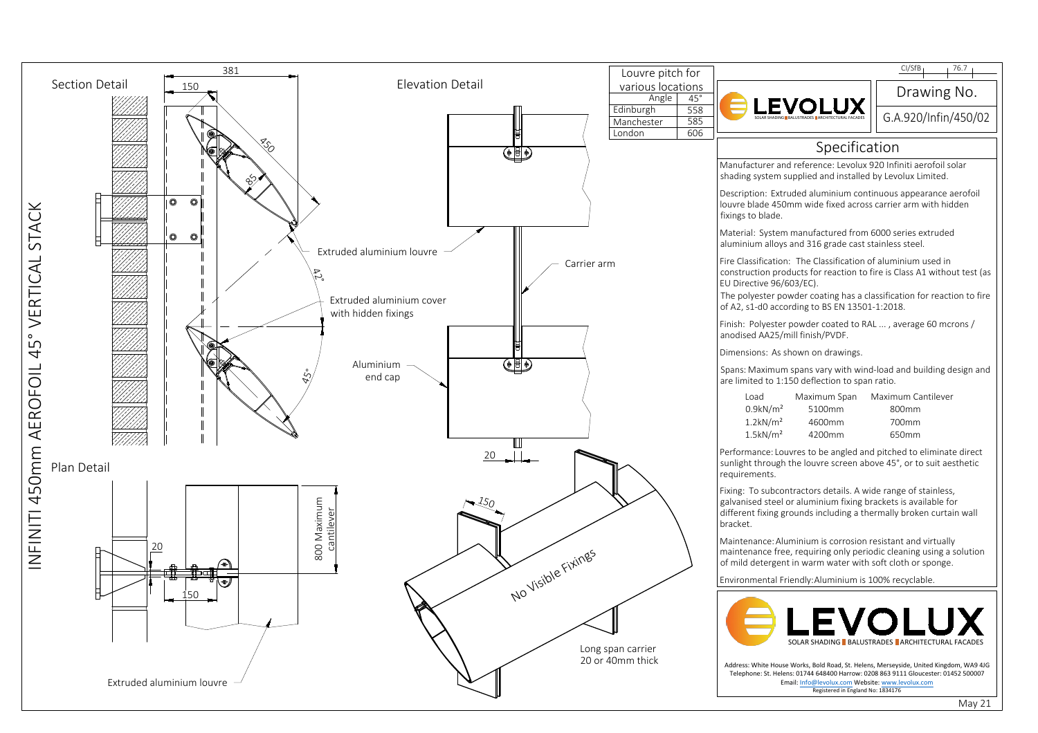# INFINITI 450mm AEROFOIL 45° VERTICAL STACK

## Section Detail

381
150
450
85
42°
45°

Extruded aluminium louvre
Extruded aluminium cover with hidden fixings
Aluminium end cap

## Elevation Detail

Carrier arm

## Plan Detail

20
150
800 Maximum cantilever

Extruded aluminium louvre

20
150
No Visible Fixings
Long span carrier 20 or 40mm thick

| Louvre pitch for various locations | |
|---|---|
| Angle | 45° |
| Edinburgh | 558 |
| Manchester | 585 |
| London | 606 |

LEVOLUX
SOLAR SHADING | BALUSTRADES | ARCHITECTURAL FACADES

CI/SfB 76.7

Drawing No.
G.A.920/Infin/450/02

## Specification

Manufacturer and reference: Levolux 920 Infiniti aerofoil solar shading system supplied and installed by Levolux Limited.

Description: Extruded aluminium continuous appearance aerofoil louvre blade 450mm wide fixed across carrier arm with hidden fixings to blade.

Material: System manufactured from 6000 series extruded aluminium alloys and 316 grade cast stainless steel.

Fire Classification: The Classification of aluminium used in construction products for reaction to fire is Class A1 without test (as EU Directive 96/603/EC).
The polyester powder coating has a classification for reaction to fire of A2, s1-d0 according to BS EN 13501-1:2018.

Finish: Polyester powder coated to RAL ... , average 60 mcrons / anodised AA25/mill finish/PVDF.

Dimensions: As shown on drawings.

Spans: Maximum spans vary with wind-load and building design and are limited to 1:150 deflection to span ratio.

| Load | Maximum Span | Maximum Cantilever |
|---|---|---|
| 0.9kN/m² | 5100mm | 800mm |
| 1.2kN/m² | 4600mm | 700mm |
| 1.5kN/m² | 4200mm | 650mm |

Performance: Louvres to be angled and pitched to eliminate direct sunlight through the louvre screen above 45°, or to suit aesthetic requirements.

Fixing: To subcontractors details. A wide range of stainless, galvanised steel or aluminium fixing brackets is available for different fixing grounds including a thermally broken curtain wall bracket.

Maintenance: Aluminium is corrosion resistant and virtually maintenance free, requiring only periodic cleaning using a solution of mild detergent in warm water with soft cloth or sponge.

Environmental Friendly: Aluminium is 100% recyclable.

LEVOLUX
SOLAR SHADING | BALUSTRADES | ARCHITECTURAL FACADES

Address: White House Works, Bold Road, St. Helens, Merseyside, United Kingdom, WA9 4JG
Telephone: St. Helens: 01744 648400 Harrow: 0208 863 9111 Gloucester: 01452 500007
Email: Info@levolux.com Website: www.levolux.com
Registered in England No: 1834176

May 21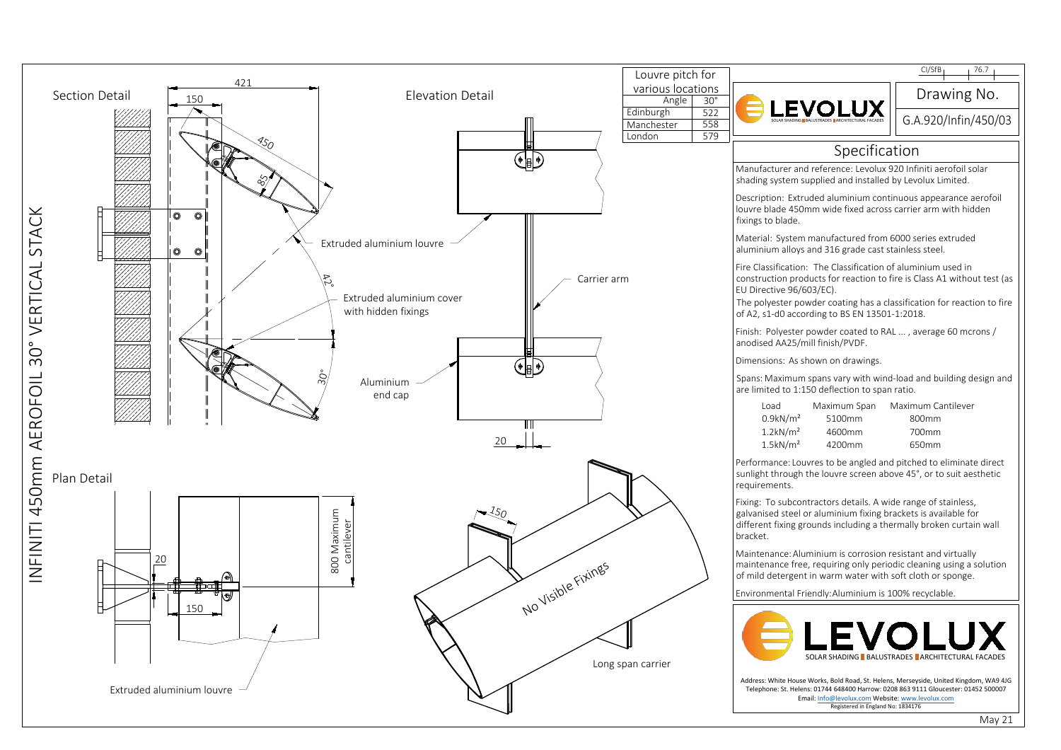# INFINITI 450mm AEROFOIL 30° VERTICAL STACK

## Section Detail

421

150

450

85

42°

30°

Extruded aluminium louvre

Extruded aluminium cover with hidden fixings

Aluminium end cap

## Elevation Detail

Carrier arm

20

## Plan Detail

20

150

800 Maximum cantilever

Extruded aluminium louvre

150

No Visible Fixings

Long span carrier

| Louvre pitch for various locations | |
|---|---|
| Angle | 30° |
| Edinburgh | 522 |
| Manchester | 558 |
| London | 579 |

LEVOLUX SOLAR SHADING | BALUSTRADES | ARCHITECTURAL FACADES

CI/SfB 76.7

Drawing No. G.A.920/Infin/450/03

## Specification

Manufacturer and reference: Levolux 920 Infiniti aerofoil solar shading system supplied and installed by Levolux Limited.

Description: Extruded aluminium continuous appearance aerofoil louvre blade 450mm wide fixed across carrier arm with hidden fixings to blade.

Material: System manufactured from 6000 series extruded aluminium alloys and 316 grade cast stainless steel.

Fire Classification: The Classification of aluminium used in construction products for reaction to fire is Class A1 without test (as EU Directive 96/603/EC).
The polyester powder coating has a classification for reaction to fire of A2, s1-d0 according to BS EN 13501-1:2018.

Finish: Polyester powder coated to RAL ... , average 60 mcrons / anodised AA25/mill finish/PVDF.

Dimensions: As shown on drawings.

Spans: Maximum spans vary with wind-load and building design and are limited to 1:150 deflection to span ratio.

| Load | Maximum Span | Maximum Cantilever |
|---|---|---|
| 0.9kN/m² | 5100mm | 800mm |
| 1.2kN/m² | 4600mm | 700mm |
| 1.5kN/m² | 4200mm | 650mm |

Performance: Louvres to be angled and pitched to eliminate direct sunlight through the louvre screen above 45°, or to suit aesthetic requirements.

Fixing: To subcontractors details. A wide range of stainless, galvanised steel or aluminium fixing brackets is available for different fixing grounds including a thermally broken curtain wall bracket.

Maintenance: Aluminium is corrosion resistant and virtually maintenance free, requiring only periodic cleaning using a solution of mild detergent in warm water with soft cloth or sponge.

Environmental Friendly: Aluminium is 100% recyclable.

LEVOLUX SOLAR SHADING | BALUSTRADES | ARCHITECTURAL FACADES

Address: White House Works, Bold Road, St. Helens, Merseyside, United Kingdom, WA9 4JG
Telephone: St. Helens: 01744 648400 Harrow: 0208 863 9111 Gloucester: 01452 500007
Email: Info@levolux.com Website: www.levolux.com
Registered in England No: 1834176

May 21